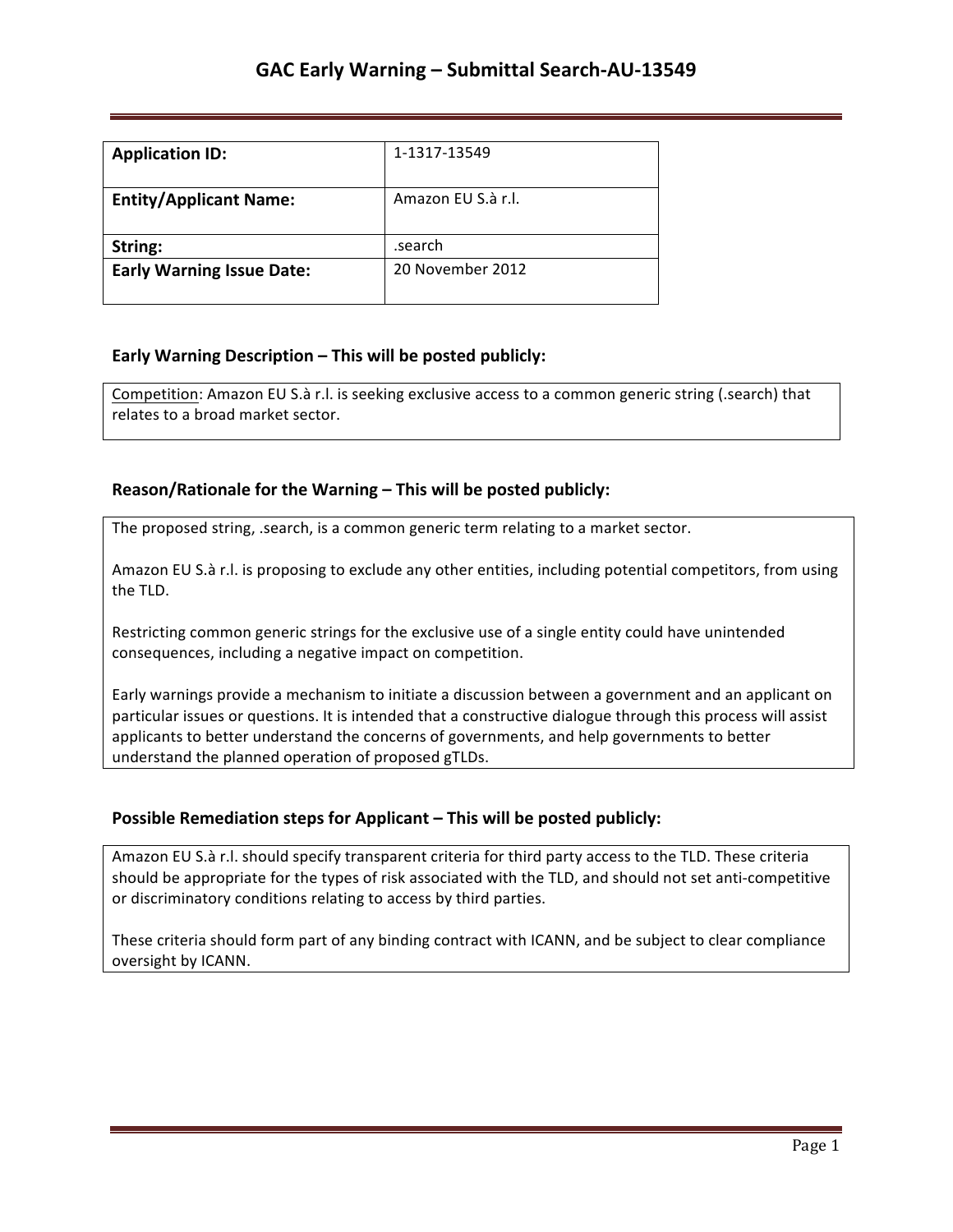# GAC Early Warning – Submittal Search-AU-13549

| Application ID: | 1-1317-13549 |
|---|---|
| **Entity/Applicant Name:** | Amazon EU S.à r.l. |
| **String:** | .search |
| **Early Warning Issue Date:** | 20 November 2012 |

### Early Warning Description – This will be posted publicly:

Competition: Amazon EU S.à r.l. is seeking exclusive access to a common generic string (.search) that relates to a broad market sector.

### Reason/Rationale for the Warning – This will be posted publicly:

The proposed string, .search, is a common generic term relating to a market sector.

Amazon EU S.à r.l. is proposing to exclude any other entities, including potential competitors, from using the TLD.

Restricting common generic strings for the exclusive use of a single entity could have unintended consequences, including a negative impact on competition.

Early warnings provide a mechanism to initiate a discussion between a government and an applicant on particular issues or questions. It is intended that a constructive dialogue through this process will assist applicants to better understand the concerns of governments, and help governments to better understand the planned operation of proposed gTLDs.

### Possible Remediation steps for Applicant – This will be posted publicly:

Amazon EU S.à r.l. should specify transparent criteria for third party access to the TLD. These criteria should be appropriate for the types of risk associated with the TLD, and should not set anti-competitive or discriminatory conditions relating to access by third parties.

These criteria should form part of any binding contract with ICANN, and be subject to clear compliance oversight by ICANN.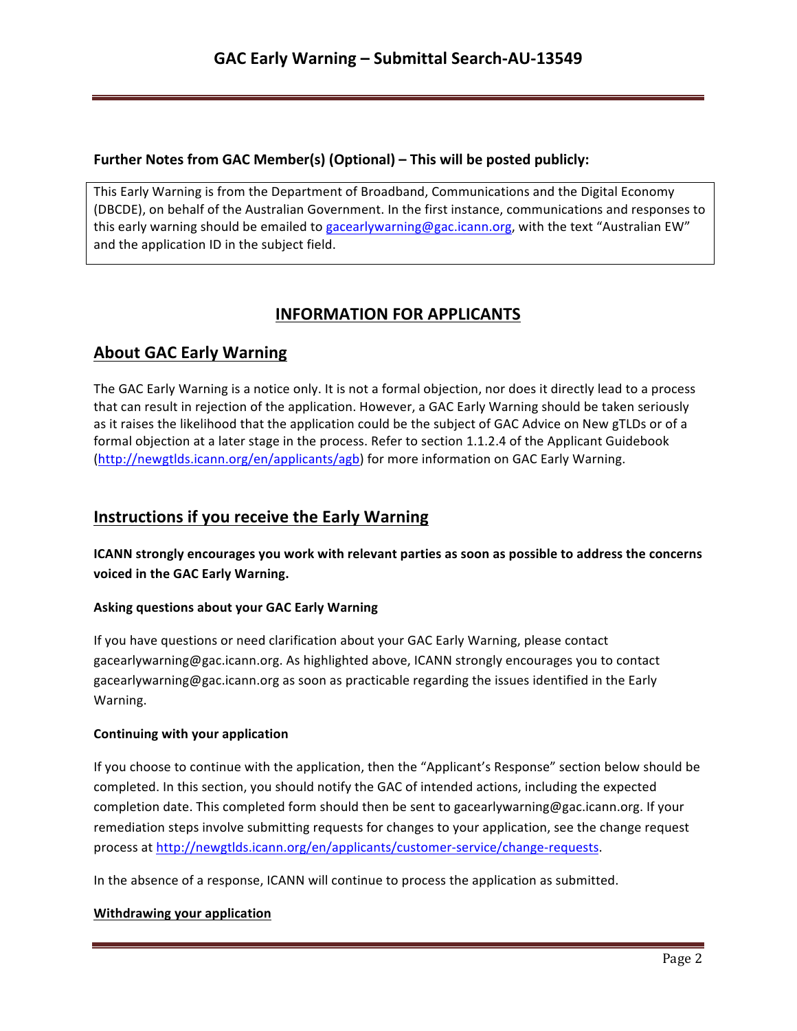**Further Notes from GAC Member(s) (Optional) – This will be posted publicly:**

This Early Warning is from the Department of Broadband, Communications and the Digital Economy (DBCDE), on behalf of the Australian Government. In the first instance, communications and responses to this early warning should be emailed to gacearlywarning@gac.icann.org, with the text "Australian EW" and the application ID in the subject field.

## INFORMATION FOR APPLICANTS

## About GAC Early Warning

The GAC Early Warning is a notice only. It is not a formal objection, nor does it directly lead to a process that can result in rejection of the application. However, a GAC Early Warning should be taken seriously as it raises the likelihood that the application could be the subject of GAC Advice on New gTLDs or of a formal objection at a later stage in the process. Refer to section 1.1.2.4 of the Applicant Guidebook (http://newgtlds.icann.org/en/applicants/agb) for more information on GAC Early Warning.

## Instructions if you receive the Early Warning

**ICANN strongly encourages you work with relevant parties as soon as possible to address the concerns voiced in the GAC Early Warning.**

#### Asking questions about your GAC Early Warning

If you have questions or need clarification about your GAC Early Warning, please contact gacearlywarning@gac.icann.org. As highlighted above, ICANN strongly encourages you to contact gacearlywarning@gac.icann.org as soon as practicable regarding the issues identified in the Early Warning.

#### Continuing with your application

If you choose to continue with the application, then the "Applicant's Response" section below should be completed. In this section, you should notify the GAC of intended actions, including the expected completion date. This completed form should then be sent to gacearlywarning@gac.icann.org. If your remediation steps involve submitting requests for changes to your application, see the change request process at http://newgtlds.icann.org/en/applicants/customer-service/change-requests.

In the absence of a response, ICANN will continue to process the application as submitted.

#### Withdrawing your application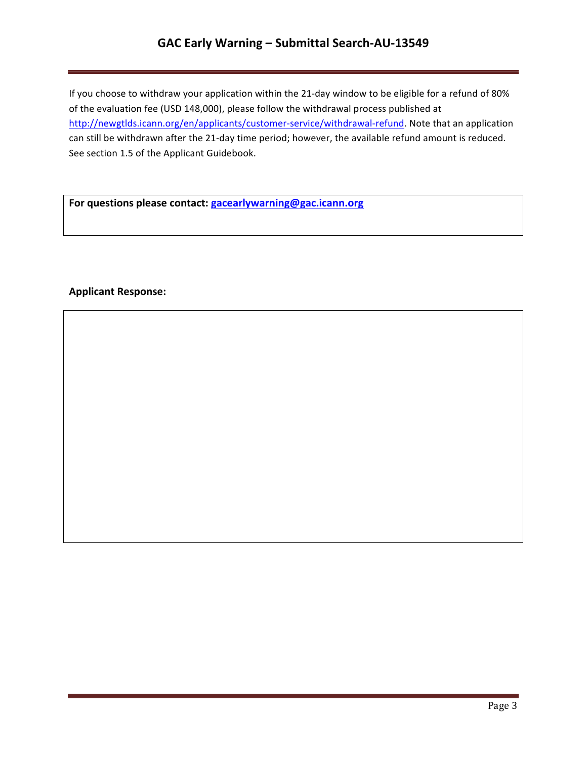If you choose to withdraw your application within the 21-day window to be eligible for a refund of 80% of the evaluation fee (USD 148,000), please follow the withdrawal process published at http://newgtlds.icann.org/en/applicants/customer-service/withdrawal-refund. Note that an application can still be withdrawn after the 21-day time period; however, the available refund amount is reduced. See section 1.5 of the Applicant Guidebook.

**For questions please contact: gacearlywarning@gac.icann.org**

**Applicant Response:**